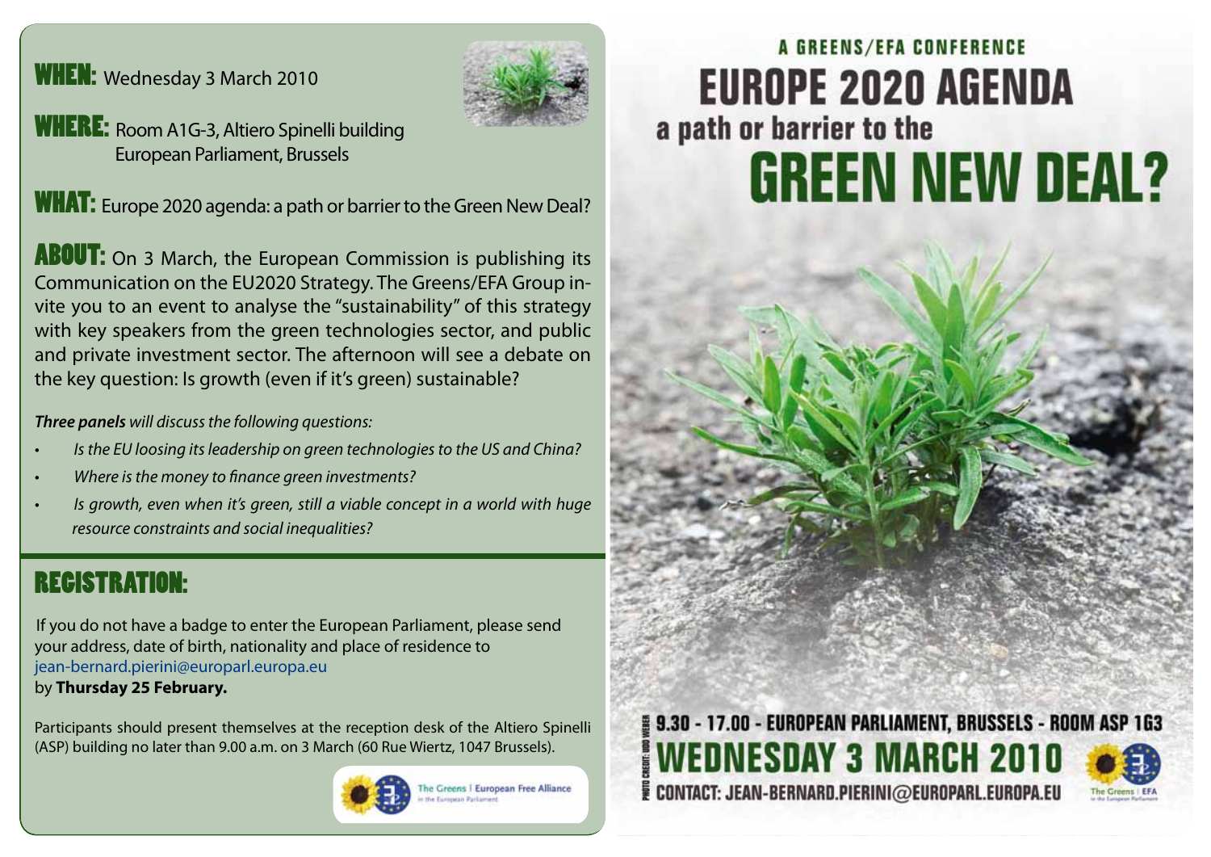**WHEN:** Wednesday 3 March 2010

**WHERE:** Room A1G-3, Altiero Spinelli building
European Parliament, Brussels

**WHAT:** Europe 2020 agenda: a path or barrier to the Green New Deal?

**ABOUT:** On 3 March, the European Commission is publishing its Communication on the EU2020 Strategy. The Greens/EFA Group invite you to an event to analyse the "sustainability" of this strategy with key speakers from the green technologies sector, and public and private investment sector. The afternoon will see a debate on the key question: Is growth (even if it's green) sustainable?

***Three panels*** *will discuss the following questions:*

- *Is the EU loosing its leadership on green technologies to the US and China?*
- *Where is the money to finance green investments?*
- *Is growth, even when it's green, still a viable concept in a world with huge resource constraints and social inequalities?*

## REGISTRATION:

If you do not have a badge to enter the European Parliament, please send your address, date of birth, nationality and place of residence to jean-bernard.pierini@europarl.europa.eu by **Thursday 25 February.**

Participants should present themselves at the reception desk of the Altiero Spinelli (ASP) building no later than 9.00 a.m. on 3 March (60 Rue Wiertz, 1047 Brussels).

The Greens | European Free Alliance in the European Parliament

A GREENS/EFA CONFERENCE

# EUROPE 2020 AGENDA a path or barrier to the GREEN NEW DEAL?

9.30 - 17.00 - EUROPEAN PARLIAMENT, BRUSSELS - ROOM ASP 1G3

## WEDNESDAY 3 MARCH 2010

CONTACT: JEAN-BERNARD.PIERINI@EUROPARL.EUROPA.EU

PHOTO CREDIT: UDO WEBER

The Greens | EFA in the European Parliament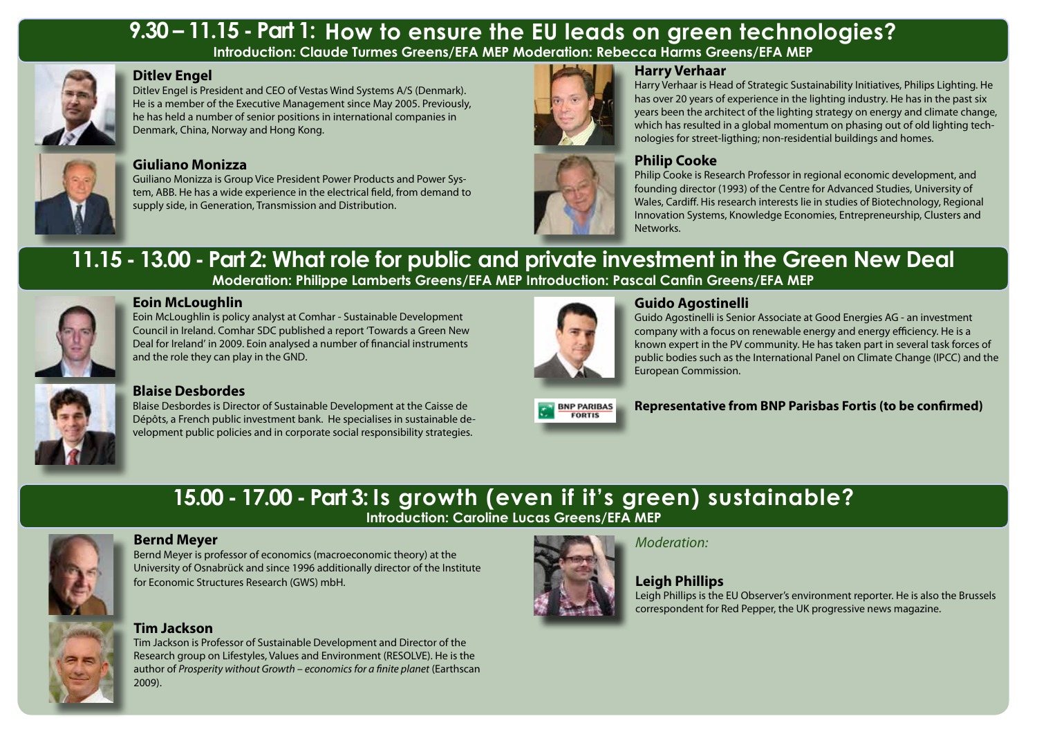## 9.30 – 11.15 - Part 1: How to ensure the EU leads on green technologies?

**Introduction: Claude Turmes Greens/EFA MEP Moderation: Rebecca Harms Greens/EFA MEP**

### Ditlev Engel

Ditlev Engel is President and CEO of Vestas Wind Systems A/S (Denmark). He is a member of the Executive Management since May 2005. Previously, he has held a number of senior positions in international companies in Denmark, China, Norway and Hong Kong.

### Giuliano Monizza

Guiliano Monizza is Group Vice President Power Products and Power System, ABB. He has a wide experience in the electrical field, from demand to supply side, in Generation, Transmission and Distribution.

### Harry Verhaar

Harry Verhaar is Head of Strategic Sustainability Initiatives, Philips Lighting. He has over 20 years of experience in the lighting industry. He has in the past six years been the architect of the lighting strategy on energy and climate change, which has resulted in a global momentum on phasing out of old lighting technologies for street-ligthing; non-residential buildings and homes.

### Philip Cooke

Philip Cooke is Research Professor in regional economic development, and founding director (1993) of the Centre for Advanced Studies, University of Wales, Cardiff. His research interests lie in studies of Biotechnology, Regional Innovation Systems, Knowledge Economies, Entrepreneurship, Clusters and Networks.

## 11.15 - 13.00 - Part 2: What role for public and private investment in the Green New Deal

**Moderation: Philippe Lamberts Greens/EFA MEP Introduction: Pascal Canfin Greens/EFA MEP**

### Eoin McLoughlin

Eoin McLoughlin is policy analyst at Comhar - Sustainable Development Council in Ireland. Comhar SDC published a report 'Towards a Green New Deal for Ireland' in 2009. Eoin analysed a number of financial instruments and the role they can play in the GND.

### Blaise Desbordes

Blaise Desbordes is Director of Sustainable Development at the Caisse de Dépôts, a French public investment bank. He specialises in sustainable development public policies and in corporate social responsibility strategies.

### Guido Agostinelli

Guido Agostinelli is Senior Associate at Good Energies AG - an investment company with a focus on renewable energy and energy efficiency. He is a known expert in the PV community. He has taken part in several task forces of public bodies such as the International Panel on Climate Change (IPCC) and the European Commission.

**Representative from BNP Parisbas Fortis (to be confirmed)**

## 15.00 - 17.00 - Part 3: Is growth (even if it's green) sustainable?

**Introduction: Caroline Lucas Greens/EFA MEP**

### Bernd Meyer

Bernd Meyer is professor of economics (macroeconomic theory) at the University of Osnabrück and since 1996 additionally director of the Institute for Economic Structures Research (GWS) mbH.

### Tim Jackson

Tim Jackson is Professor of Sustainable Development and Director of the Research group on Lifestyles, Values and Environment (RESOLVE). He is the author of *Prosperity without Growth – economics for a finite planet* (Earthscan 2009).

*Moderation:*

### Leigh Phillips

Leigh Phillips is the EU Observer's environment reporter. He is also the Brussels correspondent for Red Pepper, the UK progressive news magazine.